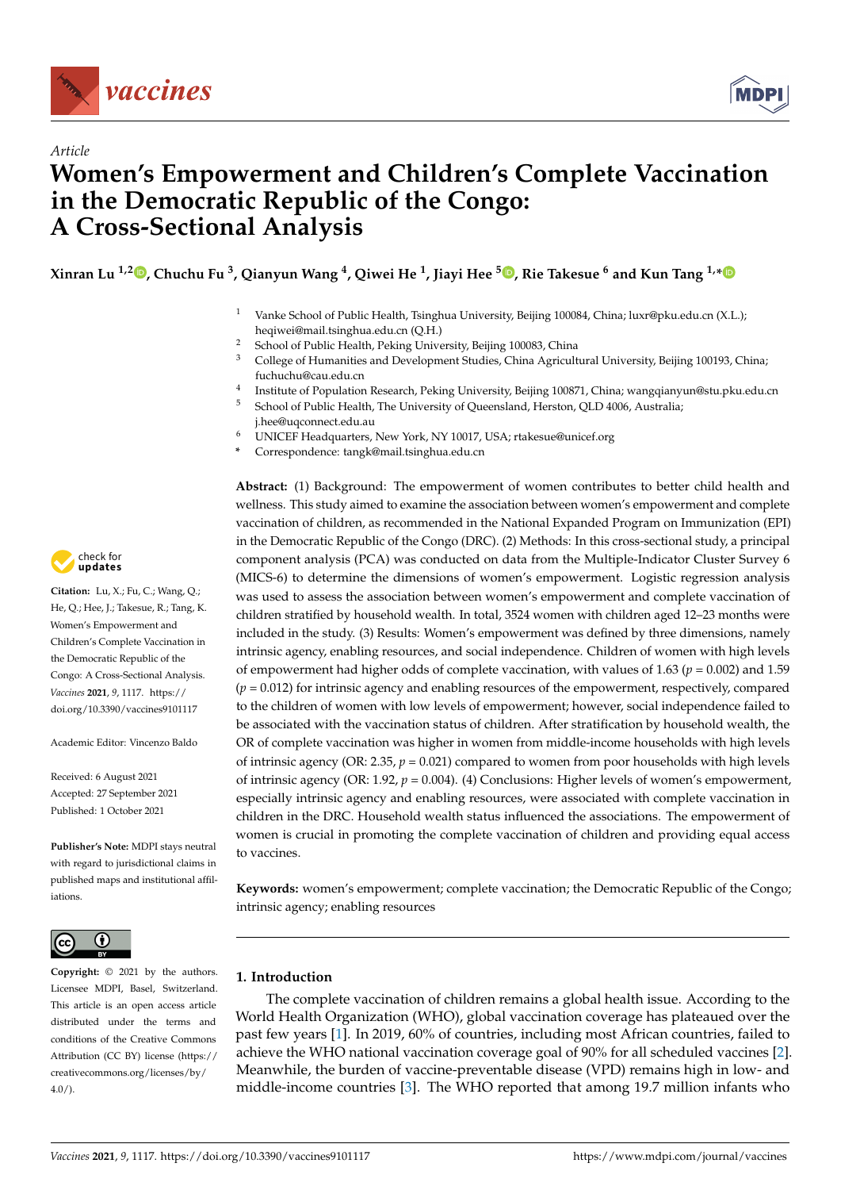Article

# Women's Empowerment and Children's Complete Vaccination in the Democratic Republic of the Congo: A Cross-Sectional Analysis

**Xinran Lu [1,2], Chuchu Fu [3], Qianyun Wang [4], Qiwei He [1], Jiayi Hee [5], Rie Takesue [6] and Kun Tang [1,*]**

[1] Vanke School of Public Health, Tsinghua University, Beijing 100084, China; luxr@pku.edu.cn (X.L.); heqiwei@mail.tsinghua.edu.cn (Q.H.)
[2] School of Public Health, Peking University, Beijing 100083, China
[3] College of Humanities and Development Studies, China Agricultural University, Beijing 100193, China; fuchuchu@cau.edu.cn
[4] Institute of Population Research, Peking University, Beijing 100871, China; wangqianyun@stu.pku.edu.cn
[5] School of Public Health, The University of Queensland, Herston, QLD 4006, Australia; j.hee@uqconnect.edu.au
[6] UNICEF Headquarters, New York, NY 10017, USA; rtakesue@unicef.org
* Correspondence: tangk@mail.tsinghua.edu.cn

**Citation:** Lu, X.; Fu, C.; Wang, Q.; He, Q.; Hee, J.; Takesue, R.; Tang, K. Women's Empowerment and Children's Complete Vaccination in the Democratic Republic of the Congo: A Cross-Sectional Analysis. *Vaccines* **2021**, *9*, 1117. https://doi.org/10.3390/vaccines9101117

Academic Editor: Vincenzo Baldo

Received: 6 August 2021
Accepted: 27 September 2021
Published: 1 October 2021

**Publisher's Note:** MDPI stays neutral with regard to jurisdictional claims in published maps and institutional affiliations.

**Copyright:** © 2021 by the authors. Licensee MDPI, Basel, Switzerland. This article is an open access article distributed under the terms and conditions of the Creative Commons Attribution (CC BY) license (https://creativecommons.org/licenses/by/4.0/).

**Abstract:** (1) Background: The empowerment of women contributes to better child health and wellness. This study aimed to examine the association between women's empowerment and complete vaccination of children, as recommended in the National Expanded Program on Immunization (EPI) in the Democratic Republic of the Congo (DRC). (2) Methods: In this cross-sectional study, a principal component analysis (PCA) was conducted on data from the Multiple-Indicator Cluster Survey 6 (MICS-6) to determine the dimensions of women's empowerment. Logistic regression analysis was used to assess the association between women's empowerment and complete vaccination of children stratified by household wealth. In total, 3524 women with children aged 12–23 months were included in the study. (3) Results: Women's empowerment was defined by three dimensions, namely intrinsic agency, enabling resources, and social independence. Children of women with high levels of empowerment had higher odds of complete vaccination, with values of 1.63 ($p = 0.002$) and 1.59 ($p = 0.012$) for intrinsic agency and enabling resources of the empowerment, respectively, compared to the children of women with low levels of empowerment; however, social independence failed to be associated with the vaccination status of children. After stratification by household wealth, the OR of complete vaccination was higher in women from middle-income households with high levels of intrinsic agency (OR: 2.35, $p = 0.021$) compared to women from poor households with high levels of intrinsic agency (OR: 1.92, $p = 0.004$). (4) Conclusions: Higher levels of women's empowerment, especially intrinsic agency and enabling resources, were associated with complete vaccination in children in the DRC. Household wealth status influenced the associations. The empowerment of women is crucial in promoting the complete vaccination of children and providing equal access to vaccines.

**Keywords:** women's empowerment; complete vaccination; the Democratic Republic of the Congo; intrinsic agency; enabling resources

## 1. Introduction

The complete vaccination of children remains a global health issue. According to the World Health Organization (WHO), global vaccination coverage has plateaued over the past few years [1]. In 2019, 60% of countries, including most African countries, failed to achieve the WHO national vaccination coverage goal of 90% for all scheduled vaccines [2]. Meanwhile, the burden of vaccine-preventable disease (VPD) remains high in low- and middle-income countries [3]. The WHO reported that among 19.7 million infants who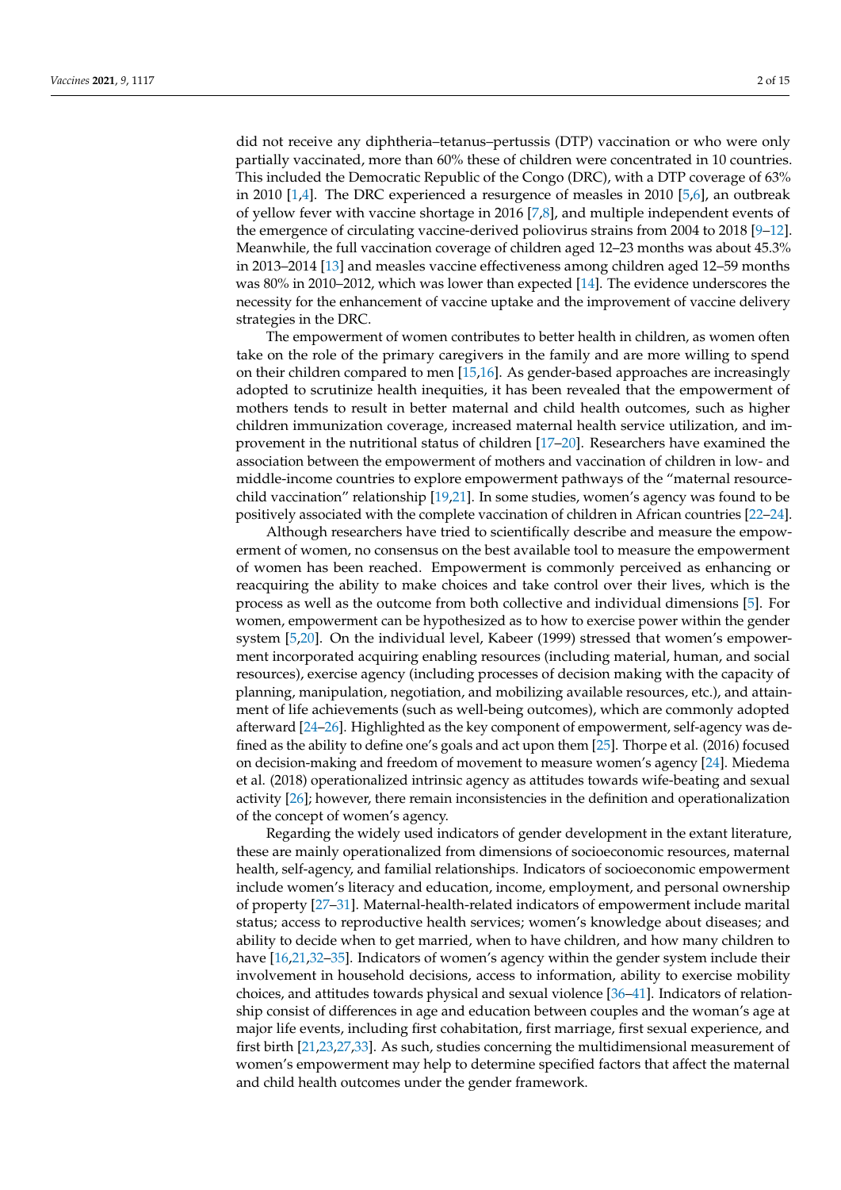did not receive any diphtheria–tetanus–pertussis (DTP) vaccination or who were only partially vaccinated, more than 60% these of children were concentrated in 10 countries. This included the Democratic Republic of the Congo (DRC), with a DTP coverage of 63% in 2010 [1,4]. The DRC experienced a resurgence of measles in 2010 [5,6], an outbreak of yellow fever with vaccine shortage in 2016 [7,8], and multiple independent events of the emergence of circulating vaccine-derived poliovirus strains from 2004 to 2018 [9–12]. Meanwhile, the full vaccination coverage of children aged 12–23 months was about 45.3% in 2013–2014 [13] and measles vaccine effectiveness among children aged 12–59 months was 80% in 2010–2012, which was lower than expected [14]. The evidence underscores the necessity for the enhancement of vaccine uptake and the improvement of vaccine delivery strategies in the DRC.

The empowerment of women contributes to better health in children, as women often take on the role of the primary caregivers in the family and are more willing to spend on their children compared to men [15,16]. As gender-based approaches are increasingly adopted to scrutinize health inequities, it has been revealed that the empowerment of mothers tends to result in better maternal and child health outcomes, such as higher children immunization coverage, increased maternal health service utilization, and improvement in the nutritional status of children [17–20]. Researchers have examined the association between the empowerment of mothers and vaccination of children in low- and middle-income countries to explore empowerment pathways of the "maternal resource-child vaccination" relationship [19,21]. In some studies, women's agency was found to be positively associated with the complete vaccination of children in African countries [22–24].

Although researchers have tried to scientifically describe and measure the empowerment of women, no consensus on the best available tool to measure the empowerment of women has been reached. Empowerment is commonly perceived as enhancing or reacquiring the ability to make choices and take control over their lives, which is the process as well as the outcome from both collective and individual dimensions [5]. For women, empowerment can be hypothesized as to how to exercise power within the gender system [5,20]. On the individual level, Kabeer (1999) stressed that women's empowerment incorporated acquiring enabling resources (including material, human, and social resources), exercise agency (including processes of decision making with the capacity of planning, manipulation, negotiation, and mobilizing available resources, etc.), and attainment of life achievements (such as well-being outcomes), which are commonly adopted afterward [24–26]. Highlighted as the key component of empowerment, self-agency was defined as the ability to define one's goals and act upon them [25]. Thorpe et al. (2016) focused on decision-making and freedom of movement to measure women's agency [24]. Miedema et al. (2018) operationalized intrinsic agency as attitudes towards wife-beating and sexual activity [26]; however, there remain inconsistencies in the definition and operationalization of the concept of women's agency.

Regarding the widely used indicators of gender development in the extant literature, these are mainly operationalized from dimensions of socioeconomic resources, maternal health, self-agency, and familial relationships. Indicators of socioeconomic empowerment include women's literacy and education, income, employment, and personal ownership of property [27–31]. Maternal-health-related indicators of empowerment include marital status; access to reproductive health services; women's knowledge about diseases; and ability to decide when to get married, when to have children, and how many children to have [16,21,32–35]. Indicators of women's agency within the gender system include their involvement in household decisions, access to information, ability to exercise mobility choices, and attitudes towards physical and sexual violence [36–41]. Indicators of relationship consist of differences in age and education between couples and the woman's age at major life events, including first cohabitation, first marriage, first sexual experience, and first birth [21,23,27,33]. As such, studies concerning the multidimensional measurement of women's empowerment may help to determine specified factors that affect the maternal and child health outcomes under the gender framework.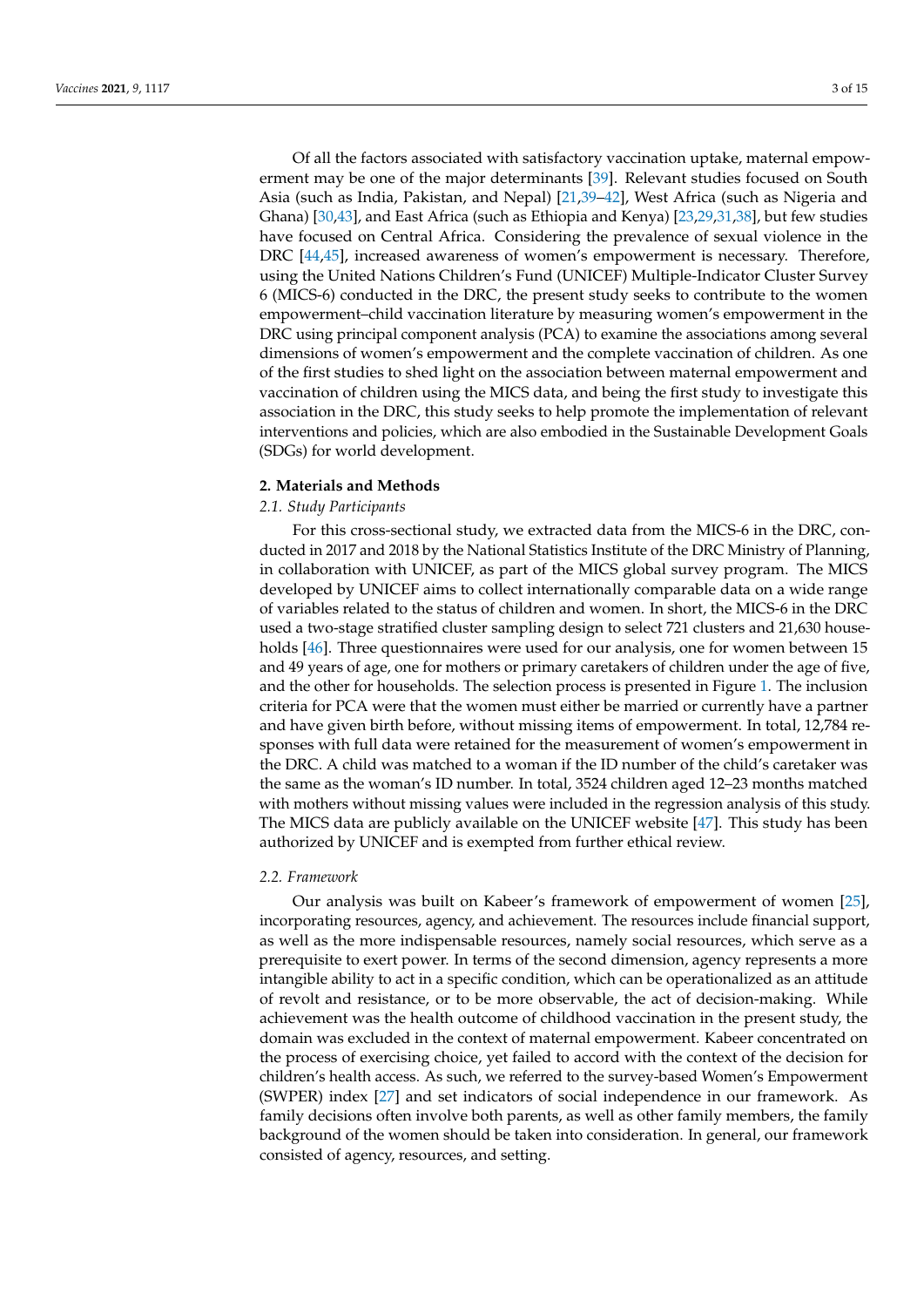Of all the factors associated with satisfactory vaccination uptake, maternal empowerment may be one of the major determinants [39]. Relevant studies focused on South Asia (such as India, Pakistan, and Nepal) [21,39–42], West Africa (such as Nigeria and Ghana) [30,43], and East Africa (such as Ethiopia and Kenya) [23,29,31,38], but few studies have focused on Central Africa. Considering the prevalence of sexual violence in the DRC [44,45], increased awareness of women's empowerment is necessary. Therefore, using the United Nations Children's Fund (UNICEF) Multiple-Indicator Cluster Survey 6 (MICS-6) conducted in the DRC, the present study seeks to contribute to the women empowerment–child vaccination literature by measuring women's empowerment in the DRC using principal component analysis (PCA) to examine the associations among several dimensions of women's empowerment and the complete vaccination of children. As one of the first studies to shed light on the association between maternal empowerment and vaccination of children using the MICS data, and being the first study to investigate this association in the DRC, this study seeks to help promote the implementation of relevant interventions and policies, which are also embodied in the Sustainable Development Goals (SDGs) for world development.

## 2. Materials and Methods

### *2.1. Study Participants*

For this cross-sectional study, we extracted data from the MICS-6 in the DRC, conducted in 2017 and 2018 by the National Statistics Institute of the DRC Ministry of Planning, in collaboration with UNICEF, as part of the MICS global survey program. The MICS developed by UNICEF aims to collect internationally comparable data on a wide range of variables related to the status of children and women. In short, the MICS-6 in the DRC used a two-stage stratified cluster sampling design to select 721 clusters and 21,630 households [46]. Three questionnaires were used for our analysis, one for women between 15 and 49 years of age, one for mothers or primary caretakers of children under the age of five, and the other for households. The selection process is presented in Figure 1. The inclusion criteria for PCA were that the women must either be married or currently have a partner and have given birth before, without missing items of empowerment. In total, 12,784 responses with full data were retained for the measurement of women's empowerment in the DRC. A child was matched to a woman if the ID number of the child's caretaker was the same as the woman's ID number. In total, 3524 children aged 12–23 months matched with mothers without missing values were included in the regression analysis of this study. The MICS data are publicly available on the UNICEF website [47]. This study has been authorized by UNICEF and is exempted from further ethical review.

### *2.2. Framework*

Our analysis was built on Kabeer's framework of empowerment of women [25], incorporating resources, agency, and achievement. The resources include financial support, as well as the more indispensable resources, namely social resources, which serve as a prerequisite to exert power. In terms of the second dimension, agency represents a more intangible ability to act in a specific condition, which can be operationalized as an attitude of revolt and resistance, or to be more observable, the act of decision-making. While achievement was the health outcome of childhood vaccination in the present study, the domain was excluded in the context of maternal empowerment. Kabeer concentrated on the process of exercising choice, yet failed to accord with the context of the decision for children's health access. As such, we referred to the survey-based Women's Empowerment (SWPER) index [27] and set indicators of social independence in our framework. As family decisions often involve both parents, as well as other family members, the family background of the women should be taken into consideration. In general, our framework consisted of agency, resources, and setting.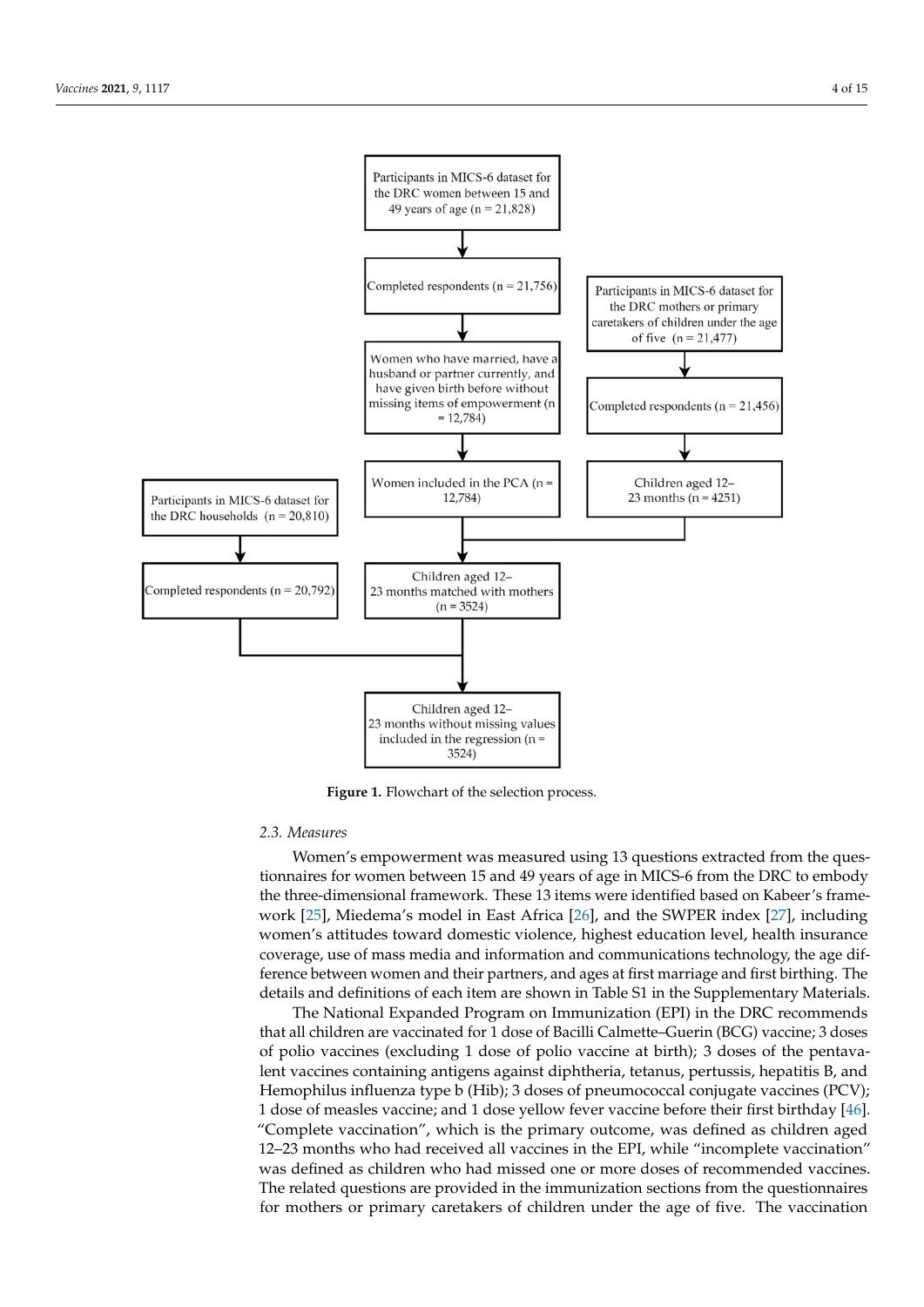Participants in MICS-6 dataset for the DRC women between 15 and 49 years of age (n = 21,828)

Completed respondents (n = 21,756)

Women who have married, have a husband or partner currently, and have given birth before without missing items of empowerment (n = 12,784)

Women included in the PCA (n = 12,784)

Participants in MICS-6 dataset for the DRC mothers or primary caretakers of children under the age of five (n = 21,477)

Completed respondents (n = 21,456)

Children aged 12–23 months (n = 4251)

Participants in MICS-6 dataset for the DRC households (n = 20,810)

Completed respondents (n = 20,792)

Children aged 12–23 months matched with mothers (n = 3524)

Children aged 12–23 months without missing values included in the regression (n = 3524)

**Figure 1.** Flowchart of the selection process.

### 2.3. Measures

Women's empowerment was measured using 13 questions extracted from the questionnaires for women between 15 and 49 years of age in MICS-6 from the DRC to embody the three-dimensional framework. These 13 items were identified based on Kabeer's framework [25], Miedema's model in East Africa [26], and the SWPER index [27], including women's attitudes toward domestic violence, highest education level, health insurance coverage, use of mass media and information and communications technology, the age difference between women and their partners, and ages at first marriage and first birthing. The details and definitions of each item are shown in Table S1 in the Supplementary Materials.

The National Expanded Program on Immunization (EPI) in the DRC recommends that all children are vaccinated for 1 dose of Bacilli Calmette–Guerin (BCG) vaccine; 3 doses of polio vaccines (excluding 1 dose of polio vaccine at birth); 3 doses of the pentavalent vaccines containing antigens against diphtheria, tetanus, pertussis, hepatitis B, and Hemophilus influenza type b (Hib); 3 doses of pneumococcal conjugate vaccines (PCV); 1 dose of measles vaccine; and 1 dose yellow fever vaccine before their first birthday [46]. "Complete vaccination", which is the primary outcome, was defined as children aged 12–23 months who had received all vaccines in the EPI, while "incomplete vaccination" was defined as children who had missed one or more doses of recommended vaccines. The related questions are provided in the immunization sections from the questionnaires for mothers or primary caretakers of children under the age of five. The vaccination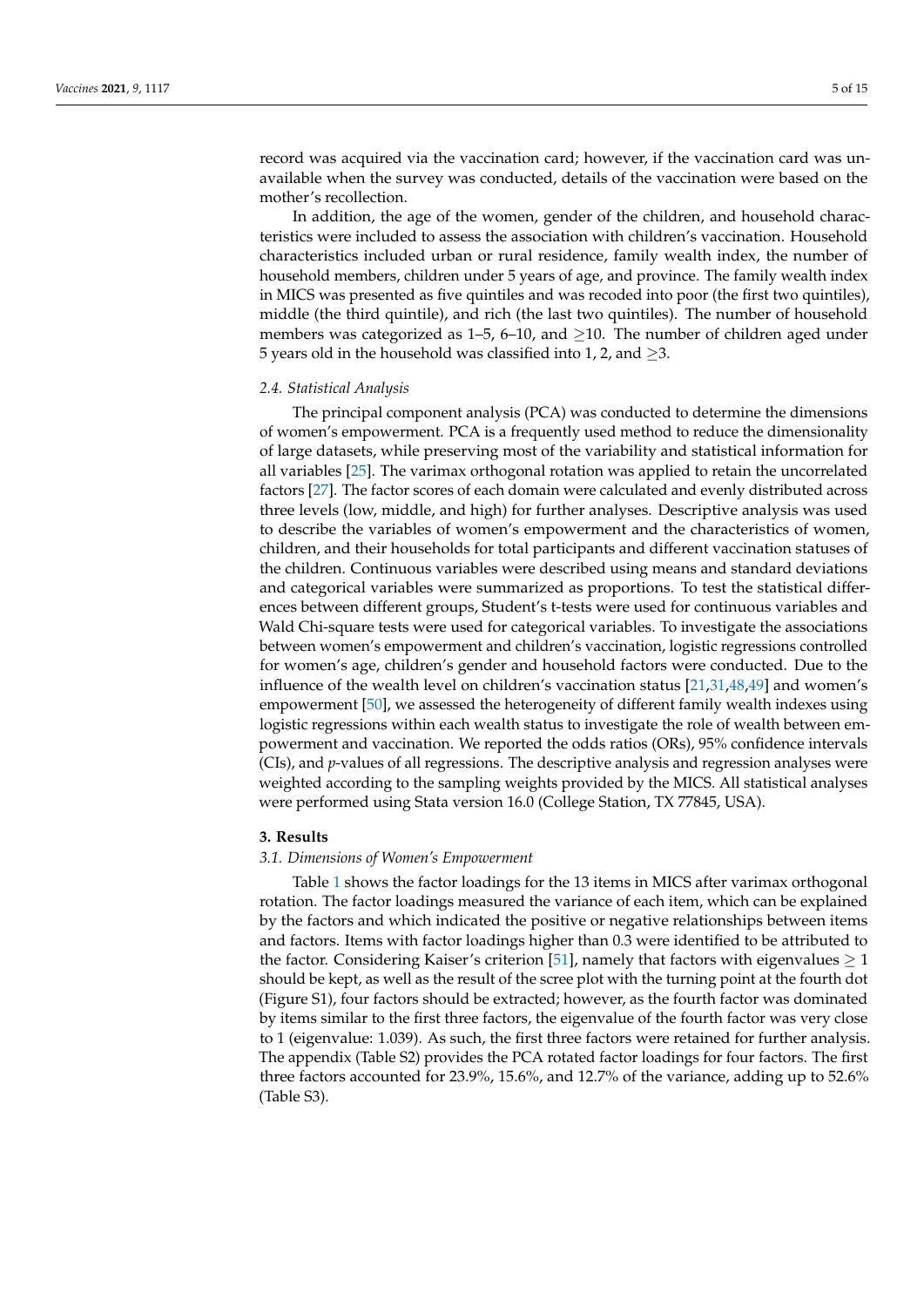record was acquired via the vaccination card; however, if the vaccination card was unavailable when the survey was conducted, details of the vaccination were based on the mother's recollection.

In addition, the age of the women, gender of the children, and household characteristics were included to assess the association with children's vaccination. Household characteristics included urban or rural residence, family wealth index, the number of household members, children under 5 years of age, and province. The family wealth index in MICS was presented as five quintiles and was recoded into poor (the first two quintiles), middle (the third quintile), and rich (the last two quintiles). The number of household members was categorized as 1–5, 6–10, and $\geq$10. The number of children aged under 5 years old in the household was classified into 1, 2, and $\geq$3.

### 2.4. Statistical Analysis

The principal component analysis (PCA) was conducted to determine the dimensions of women's empowerment. PCA is a frequently used method to reduce the dimensionality of large datasets, while preserving most of the variability and statistical information for all variables [25]. The varimax orthogonal rotation was applied to retain the uncorrelated factors [27]. The factor scores of each domain were calculated and evenly distributed across three levels (low, middle, and high) for further analyses. Descriptive analysis was used to describe the variables of women's empowerment and the characteristics of women, children, and their households for total participants and different vaccination statuses of the children. Continuous variables were described using means and standard deviations and categorical variables were summarized as proportions. To test the statistical differences between different groups, Student's t-tests were used for continuous variables and Wald Chi-square tests were used for categorical variables. To investigate the associations between women's empowerment and children's vaccination, logistic regressions controlled for women's age, children's gender and household factors were conducted. Due to the influence of the wealth level on children's vaccination status [21,31,48,49] and women's empowerment [50], we assessed the heterogeneity of different family wealth indexes using logistic regressions within each wealth status to investigate the role of wealth between empowerment and vaccination. We reported the odds ratios (ORs), 95% confidence intervals (CIs), and *p*-values of all regressions. The descriptive analysis and regression analyses were weighted according to the sampling weights provided by the MICS. All statistical analyses were performed using Stata version 16.0 (College Station, TX 77845, USA).

## 3. Results

### 3.1. Dimensions of Women's Empowerment

Table 1 shows the factor loadings for the 13 items in MICS after varimax orthogonal rotation. The factor loadings measured the variance of each item, which can be explained by the factors and which indicated the positive or negative relationships between items and factors. Items with factor loadings higher than 0.3 were identified to be attributed to the factor. Considering Kaiser's criterion [51], namely that factors with eigenvalues $\geq$ 1 should be kept, as well as the result of the scree plot with the turning point at the fourth dot (Figure S1), four factors should be extracted; however, as the fourth factor was dominated by items similar to the first three factors, the eigenvalue of the fourth factor was very close to 1 (eigenvalue: 1.039). As such, the first three factors were retained for further analysis. The appendix (Table S2) provides the PCA rotated factor loadings for four factors. The first three factors accounted for 23.9%, 15.6%, and 12.7% of the variance, adding up to 52.6% (Table S3).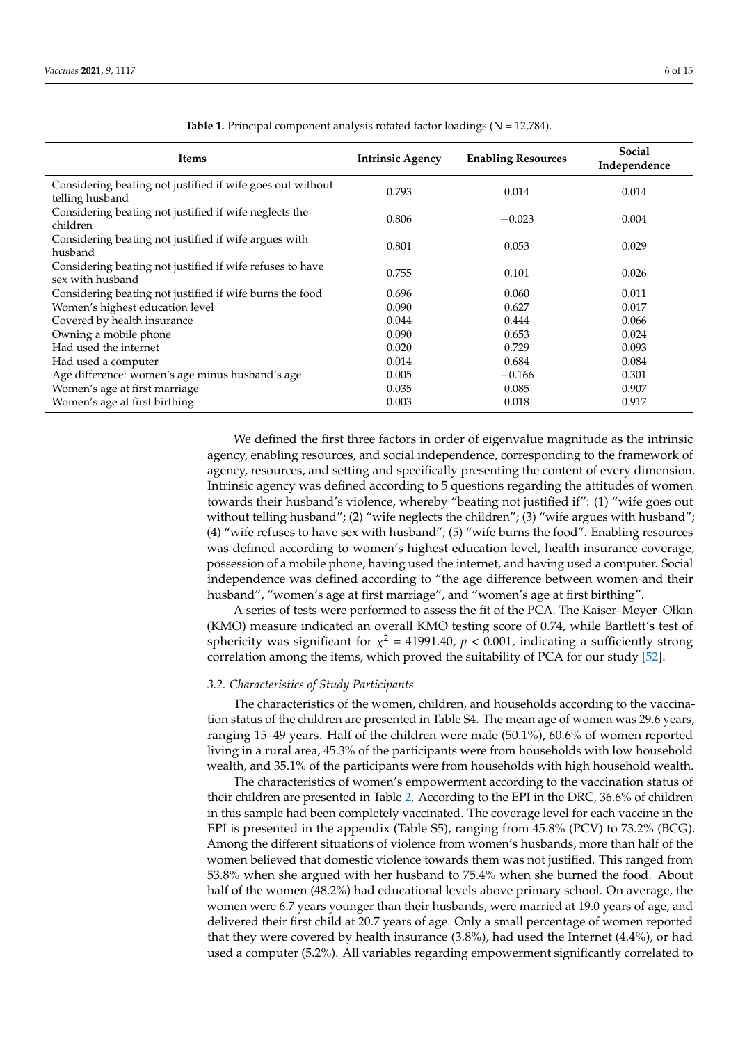**Table 1.** Principal component analysis rotated factor loadings (N = 12,784).

| Items | Intrinsic Agency | Enabling Resources | Social Independence |
|---|---|---|---|
| Considering beating not justified if wife goes out without telling husband | 0.793 | 0.014 | 0.014 |
| Considering beating not justified if wife neglects the children | 0.806 | −0.023 | 0.004 |
| Considering beating not justified if wife argues with husband | 0.801 | 0.053 | 0.029 |
| Considering beating not justified if wife refuses to have sex with husband | 0.755 | 0.101 | 0.026 |
| Considering beating not justified if wife burns the food | 0.696 | 0.060 | 0.011 |
| Women's highest education level | 0.090 | 0.627 | 0.017 |
| Covered by health insurance | 0.044 | 0.444 | 0.066 |
| Owning a mobile phone | 0.090 | 0.653 | 0.024 |
| Had used the internet | 0.020 | 0.729 | 0.093 |
| Had used a computer | 0.014 | 0.684 | 0.084 |
| Age difference: women's age minus husband's age | 0.005 | −0.166 | 0.301 |
| Women's age at first marriage | 0.035 | 0.085 | 0.907 |
| Women's age at first birthing | 0.003 | 0.018 | 0.917 |

We defined the first three factors in order of eigenvalue magnitude as the intrinsic agency, enabling resources, and social independence, corresponding to the framework of agency, resources, and setting and specifically presenting the content of every dimension. Intrinsic agency was defined according to 5 questions regarding the attitudes of women towards their husband's violence, whereby "beating not justified if": (1) "wife goes out without telling husband"; (2) "wife neglects the children"; (3) "wife argues with husband"; (4) "wife refuses to have sex with husband"; (5) "wife burns the food". Enabling resources was defined according to women's highest education level, health insurance coverage, possession of a mobile phone, having used the internet, and having used a computer. Social independence was defined according to "the age difference between women and their husband", "women's age at first marriage", and "women's age at first birthing".

A series of tests were performed to assess the fit of the PCA. The Kaiser–Meyer–Olkin (KMO) measure indicated an overall KMO testing score of 0.74, while Bartlett's test of sphericity was significant for $\chi^2$ = 41991.40, $p < 0.001$, indicating a sufficiently strong correlation among the items, which proved the suitability of PCA for our study [52].

### 3.2. Characteristics of Study Participants

The characteristics of the women, children, and households according to the vaccination status of the children are presented in Table S4. The mean age of women was 29.6 years, ranging 15–49 years. Half of the children were male (50.1%), 60.6% of women reported living in a rural area, 45.3% of the participants were from households with low household wealth, and 35.1% of the participants were from households with high household wealth.

The characteristics of women's empowerment according to the vaccination status of their children are presented in Table 2. According to the EPI in the DRC, 36.6% of children in this sample had been completely vaccinated. The coverage level for each vaccine in the EPI is presented in the appendix (Table S5), ranging from 45.8% (PCV) to 73.2% (BCG). Among the different situations of violence from women's husbands, more than half of the women believed that domestic violence towards them was not justified. This ranged from 53.8% when she argued with her husband to 75.4% when she burned the food. About half of the women (48.2%) had educational levels above primary school. On average, the women were 6.7 years younger than their husbands, were married at 19.0 years of age, and delivered their first child at 20.7 years of age. Only a small percentage of women reported that they were covered by health insurance (3.8%), had used the Internet (4.4%), or had used a computer (5.2%). All variables regarding empowerment significantly correlated to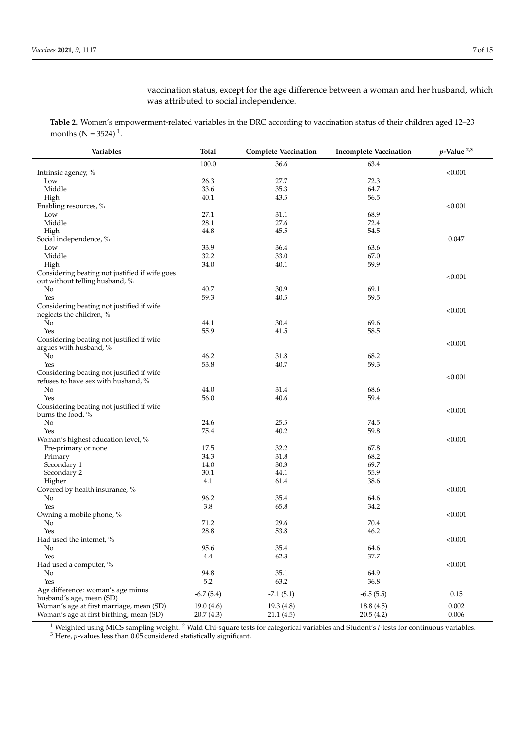vaccination status, except for the age difference between a woman and her husband, which was attributed to social independence.

**Table 2.** Women's empowerment-related variables in the DRC according to vaccination status of their children aged 12–23 months (N = 3524) [1].

| Variables | Total | Complete Vaccination | Incomplete Vaccination | $p$-Value [2,3] |
|---|---|---|---|---|
| | 100.0 | 36.6 | 63.4 | |
| Intrinsic agency, % | | | | <0.001 |
| Low | 26.3 | 27.7 | 72.3 | |
| Middle | 33.6 | 35.3 | 64.7 | |
| High | 40.1 | 43.5 | 56.5 | |
| Enabling resources, % | | | | <0.001 |
| Low | 27.1 | 31.1 | 68.9 | |
| Middle | 28.1 | 27.6 | 72.4 | |
| High | 44.8 | 45.5 | 54.5 | |
| Social independence, % | | | | 0.047 |
| Low | 33.9 | 36.4 | 63.6 | |
| Middle | 32.2 | 33.0 | 67.0 | |
| High | 34.0 | 40.1 | 59.9 | |
| Considering beating not justified if wife goes out without telling husband, % | | | | <0.001 |
| No | 40.7 | 30.9 | 69.1 | |
| Yes | 59.3 | 40.5 | 59.5 | |
| Considering beating not justified if wife neglects the children, % | | | | <0.001 |
| No | 44.1 | 30.4 | 69.6 | |
| Yes | 55.9 | 41.5 | 58.5 | |
| Considering beating not justified if wife argues with husband, % | | | | <0.001 |
| No | 46.2 | 31.8 | 68.2 | |
| Yes | 53.8 | 40.7 | 59.3 | |
| Considering beating not justified if wife refuses to have sex with husband, % | | | | <0.001 |
| No | 44.0 | 31.4 | 68.6 | |
| Yes | 56.0 | 40.6 | 59.4 | |
| Considering beating not justified if wife burns the food, % | | | | <0.001 |
| No | 24.6 | 25.5 | 74.5 | |
| Yes | 75.4 | 40.2 | 59.8 | |
| Woman's highest education level, % | | | | <0.001 |
| Pre-primary or none | 17.5 | 32.2 | 67.8 | |
| Primary | 34.3 | 31.8 | 68.2 | |
| Secondary 1 | 14.0 | 30.3 | 69.7 | |
| Secondary 2 | 30.1 | 44.1 | 55.9 | |
| Higher | 4.1 | 61.4 | 38.6 | |
| Covered by health insurance, % | | | | <0.001 |
| No | 96.2 | 35.4 | 64.6 | |
| Yes | 3.8 | 65.8 | 34.2 | |
| Owning a mobile phone, % | | | | <0.001 |
| No | 71.2 | 29.6 | 70.4 | |
| Yes | 28.8 | 53.8 | 46.2 | |
| Had used the internet, % | | | | <0.001 |
| No | 95.6 | 35.4 | 64.6 | |
| Yes | 4.4 | 62.3 | 37.7 | |
| Had used a computer, % | | | | <0.001 |
| No | 94.8 | 35.1 | 64.9 | |
| Yes | 5.2 | 63.2 | 36.8 | |
| Age difference: woman's age minus husband's age, mean (SD) | -6.7 (5.4) | -7.1 (5.1) | -6.5 (5.5) | 0.15 |
| Woman's age at first marriage, mean (SD) | 19.0 (4.6) | 19.3 (4.8) | 18.8 (4.5) | 0.002 |
| Woman's age at first birthing, mean (SD) | 20.7 (4.3) | 21.1 (4.5) | 20.5 (4.2) | 0.006 |

[1] Weighted using MICS sampling weight. [2] Wald Chi-square tests for categorical variables and Student's *t*-tests for continuous variables. [3] Here, *p*-values less than 0.05 considered statistically significant.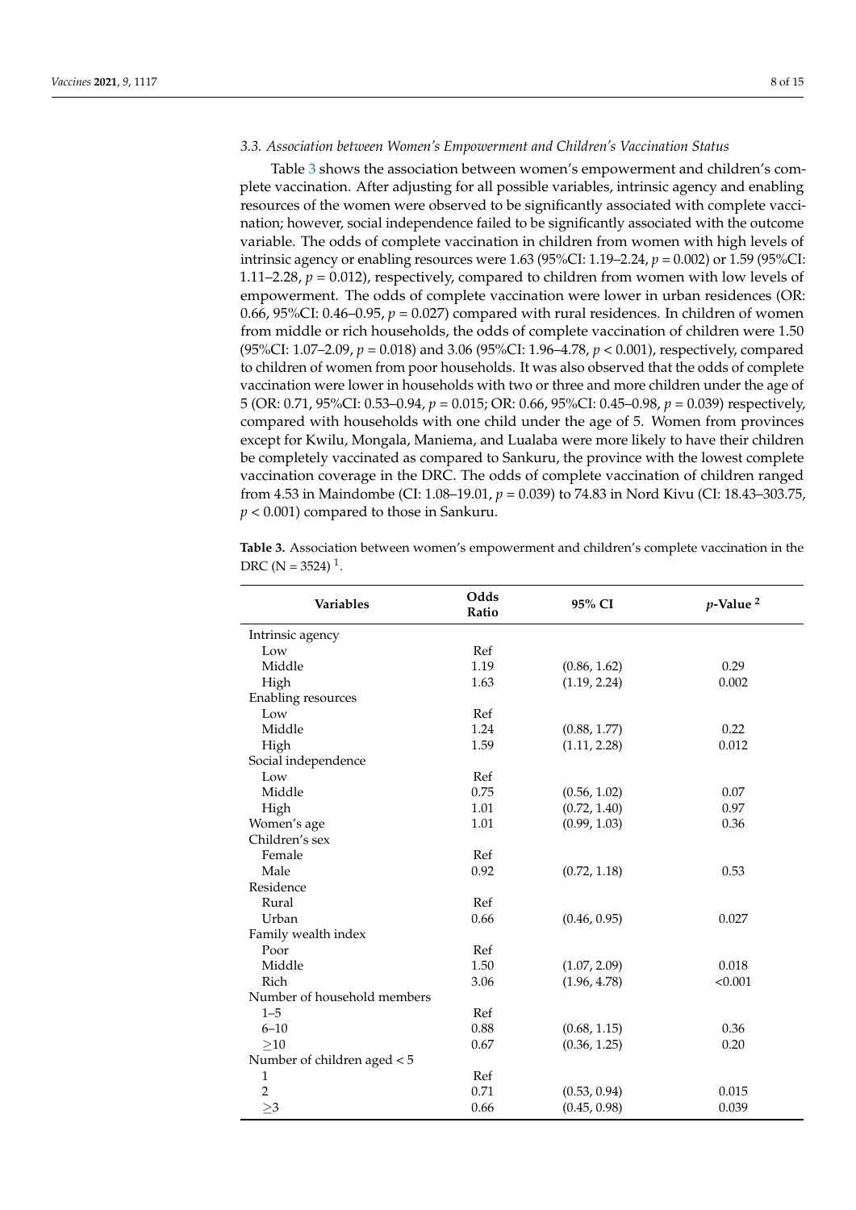### 3.3. Association between Women's Empowerment and Children's Vaccination Status

Table 3 shows the association between women's empowerment and children's complete vaccination. After adjusting for all possible variables, intrinsic agency and enabling resources of the women were observed to be significantly associated with complete vaccination; however, social independence failed to be significantly associated with the outcome variable. The odds of complete vaccination in children from women with high levels of intrinsic agency or enabling resources were 1.63 (95%CI: 1.19–2.24, $p = 0.002$) or 1.59 (95%CI: 1.11–2.28, $p = 0.012$), respectively, compared to children from women with low levels of empowerment. The odds of complete vaccination were lower in urban residences (OR: 0.66, 95%CI: 0.46–0.95, $p = 0.027$) compared with rural residences. In children of women from middle or rich households, the odds of complete vaccination of children were 1.50 (95%CI: 1.07–2.09, $p = 0.018$) and 3.06 (95%CI: 1.96–4.78, $p < 0.001$), respectively, compared to children of women from poor households. It was also observed that the odds of complete vaccination were lower in households with two or three and more children under the age of 5 (OR: 0.71, 95%CI: 0.53–0.94, $p = 0.015$; OR: 0.66, 95%CI: 0.45–0.98, $p = 0.039$) respectively, compared with households with one child under the age of 5. Women from provinces except for Kwilu, Mongala, Maniema, and Lualaba were more likely to have their children be completely vaccinated as compared to Sankuru, the province with the lowest complete vaccination coverage in the DRC. The odds of complete vaccination of children ranged from 4.53 in Maindombe (CI: 1.08–19.01, $p = 0.039$) to 74.83 in Nord Kivu (CI: 18.43–303.75, $p < 0.001$) compared to those in Sankuru.

**Table 3.** Association between women's empowerment and children's complete vaccination in the DRC (N = 3524) [1].

| Variables | Odds Ratio | 95% CI | $p$-Value [2] |
|---|---|---|---|
| Intrinsic agency | | | |
| Low | Ref | | |
| Middle | 1.19 | (0.86, 1.62) | 0.29 |
| High | 1.63 | (1.19, 2.24) | 0.002 |
| Enabling resources | | | |
| Low | Ref | | |
| Middle | 1.24 | (0.88, 1.77) | 0.22 |
| High | 1.59 | (1.11, 2.28) | 0.012 |
| Social independence | | | |
| Low | Ref | | |
| Middle | 0.75 | (0.56, 1.02) | 0.07 |
| High | 1.01 | (0.72, 1.40) | 0.97 |
| Women's age | 1.01 | (0.99, 1.03) | 0.36 |
| Children's sex | | | |
| Female | Ref | | |
| Male | 0.92 | (0.72, 1.18) | 0.53 |
| Residence | | | |
| Rural | Ref | | |
| Urban | 0.66 | (0.46, 0.95) | 0.027 |
| Family wealth index | | | |
| Poor | Ref | | |
| Middle | 1.50 | (1.07, 2.09) | 0.018 |
| Rich | 3.06 | (1.96, 4.78) | <0.001 |
| Number of household members | | | |
| 1–5 | Ref | | |
| 6–10 | 0.88 | (0.68, 1.15) | 0.36 |
| ≥10 | 0.67 | (0.36, 1.25) | 0.20 |
| Number of children aged < 5 | | | |
| 1 | Ref | | |
| 2 | 0.71 | (0.53, 0.94) | 0.015 |
| ≥3 | 0.66 | (0.45, 0.98) | 0.039 |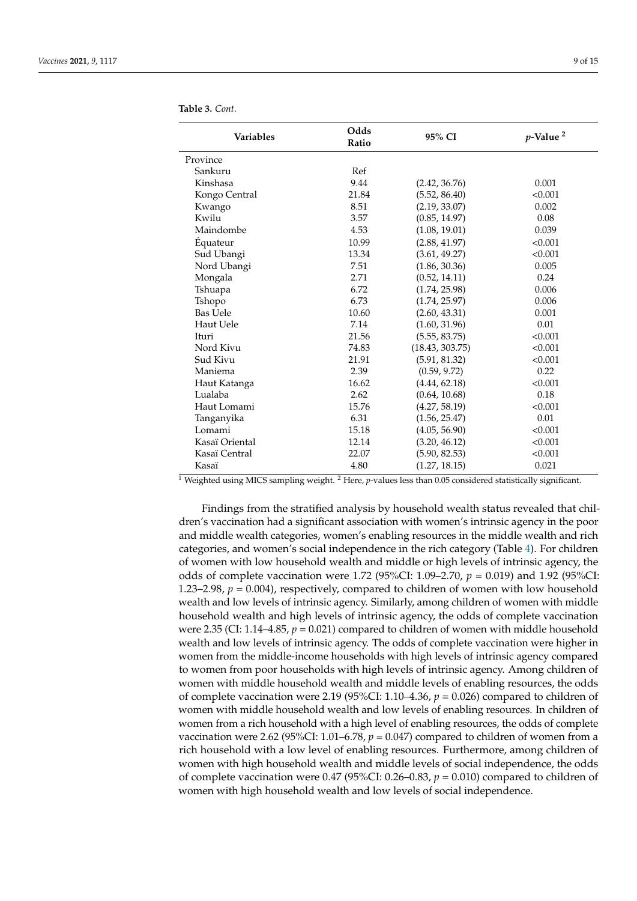**Table 3.** *Cont.*

| Variables | Odds Ratio | 95% CI | $p$-Value [2] |
|---|---|---|---|
| Province | | | |
| Sankuru | Ref | | |
| Kinshasa | 9.44 | (2.42, 36.76) | 0.001 |
| Kongo Central | 21.84 | (5.52, 86.40) | <0.001 |
| Kwango | 8.51 | (2.19, 33.07) | 0.002 |
| Kwilu | 3.57 | (0.85, 14.97) | 0.08 |
| Maindombe | 4.53 | (1.08, 19.01) | 0.039 |
| Équateur | 10.99 | (2.88, 41.97) | <0.001 |
| Sud Ubangi | 13.34 | (3.61, 49.27) | <0.001 |
| Nord Ubangi | 7.51 | (1.86, 30.36) | 0.005 |
| Mongala | 2.71 | (0.52, 14.11) | 0.24 |
| Tshuapa | 6.72 | (1.74, 25.98) | 0.006 |
| Tshopo | 6.73 | (1.74, 25.97) | 0.006 |
| Bas Uele | 10.60 | (2.60, 43.31) | 0.001 |
| Haut Uele | 7.14 | (1.60, 31.96) | 0.01 |
| Ituri | 21.56 | (5.55, 83.75) | <0.001 |
| Nord Kivu | 74.83 | (18.43, 303.75) | <0.001 |
| Sud Kivu | 21.91 | (5.91, 81.32) | <0.001 |
| Maniema | 2.39 | (0.59, 9.72) | 0.22 |
| Haut Katanga | 16.62 | (4.44, 62.18) | <0.001 |
| Lualaba | 2.62 | (0.64, 10.68) | 0.18 |
| Haut Lomami | 15.76 | (4.27, 58.19) | <0.001 |
| Tanganyika | 6.31 | (1.56, 25.47) | 0.01 |
| Lomami | 15.18 | (4.05, 56.90) | <0.001 |
| Kasaï Oriental | 12.14 | (3.20, 46.12) | <0.001 |
| Kasaï Central | 22.07 | (5.90, 82.53) | <0.001 |
| Kasaï | 4.80 | (1.27, 18.15) | 0.021 |

[1] Weighted using MICS sampling weight. [2] Here, $p$-values less than 0.05 considered statistically significant.

Findings from the stratified analysis by household wealth status revealed that children's vaccination had a significant association with women's intrinsic agency in the poor and middle wealth categories, women's enabling resources in the middle wealth and rich categories, and women's social independence in the rich category (Table 4). For children of women with low household wealth and middle or high levels of intrinsic agency, the odds of complete vaccination were 1.72 (95%CI: 1.09–2.70, $p = 0.019$) and 1.92 (95%CI: 1.23–2.98, $p = 0.004$), respectively, compared to children of women with low household wealth and low levels of intrinsic agency. Similarly, among children of women with middle household wealth and high levels of intrinsic agency, the odds of complete vaccination were 2.35 (CI: 1.14–4.85, $p = 0.021$) compared to children of women with middle household wealth and low levels of intrinsic agency. The odds of complete vaccination were higher in women from the middle-income households with high levels of intrinsic agency compared to women from poor households with high levels of intrinsic agency. Among children of women with middle household wealth and middle levels of enabling resources, the odds of complete vaccination were 2.19 (95%CI: 1.10–4.36, $p = 0.026$) compared to children of women with middle household wealth and low levels of enabling resources. In children of women from a rich household with a high level of enabling resources, the odds of complete vaccination were 2.62 (95%CI: 1.01–6.78, $p = 0.047$) compared to children of women from a rich household with a low level of enabling resources. Furthermore, among children of women with high household wealth and middle levels of social independence, the odds of complete vaccination were 0.47 (95%CI: 0.26–0.83, $p = 0.010$) compared to children of women with high household wealth and low levels of social independence.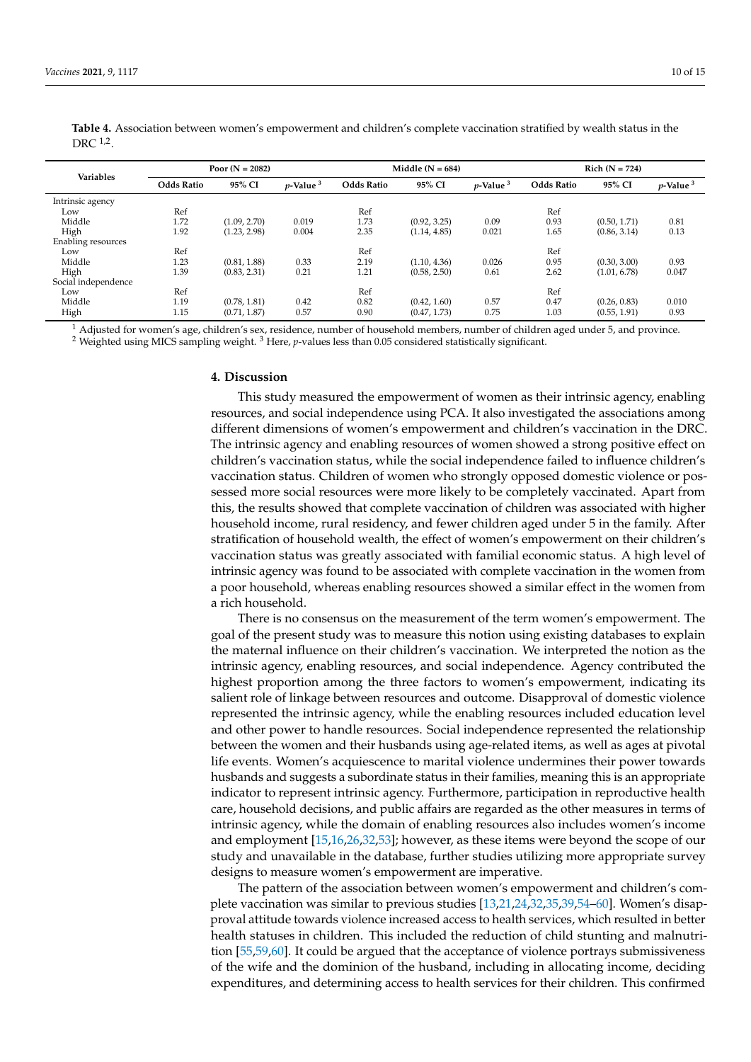**Table 4.** Association between women's empowerment and children's complete vaccination stratified by wealth status in the DRC [1,2].

| Variables | Poor (N = 2082) | | | Middle (N = 684) | | | Rich (N = 724) | | |
|---|---|---|---|---|---|---|---|---|---|
| | Odds Ratio | 95% CI | *p*-Value [3] | Odds Ratio | 95% CI | *p*-Value [3] | Odds Ratio | 95% CI | *p*-Value [3] |
| Intrinsic agency | | | | | | | | | |
| Low | Ref | | | Ref | | | Ref | | |
| Middle | 1.72 | (1.09, 2.70) | 0.019 | 1.73 | (0.92, 3.25) | 0.09 | 0.93 | (0.50, 1.71) | 0.81 |
| High | 1.92 | (1.23, 2.98) | 0.004 | 2.35 | (1.14, 4.85) | 0.021 | 1.65 | (0.86, 3.14) | 0.13 |
| Enabling resources | | | | | | | | | |
| Low | Ref | | | Ref | | | Ref | | |
| Middle | 1.23 | (0.81, 1.88) | 0.33 | 2.19 | (1.10, 4.36) | 0.026 | 0.95 | (0.30, 3.00) | 0.93 |
| High | 1.39 | (0.83, 2.31) | 0.21 | 1.21 | (0.58, 2.50) | 0.61 | 2.62 | (1.01, 6.78) | 0.047 |
| Social independence | | | | | | | | | |
| Low | Ref | | | Ref | | | Ref | | |
| Middle | 1.19 | (0.78, 1.81) | 0.42 | 0.82 | (0.42, 1.60) | 0.57 | 0.47 | (0.26, 0.83) | 0.010 |
| High | 1.15 | (0.71, 1.87) | 0.57 | 0.90 | (0.47, 1.73) | 0.75 | 1.03 | (0.55, 1.91) | 0.93 |

[1] Adjusted for women's age, children's sex, residence, number of household members, number of children aged under 5, and province.
[2] Weighted using MICS sampling weight. [3] Here, *p*-values less than 0.05 considered statistically significant.

## 4. Discussion

This study measured the empowerment of women as their intrinsic agency, enabling resources, and social independence using PCA. It also investigated the associations among different dimensions of women's empowerment and children's vaccination in the DRC. The intrinsic agency and enabling resources of women showed a strong positive effect on children's vaccination status, while the social independence failed to influence children's vaccination status. Children of women who strongly opposed domestic violence or possessed more social resources were more likely to be completely vaccinated. Apart from this, the results showed that complete vaccination of children was associated with higher household income, rural residency, and fewer children aged under 5 in the family. After stratification of household wealth, the effect of women's empowerment on their children's vaccination status was greatly associated with familial economic status. A high level of intrinsic agency was found to be associated with complete vaccination in the women from a poor household, whereas enabling resources showed a similar effect in the women from a rich household.

There is no consensus on the measurement of the term women's empowerment. The goal of the present study was to measure this notion using existing databases to explain the maternal influence on their children's vaccination. We interpreted the notion as the intrinsic agency, enabling resources, and social independence. Agency contributed the highest proportion among the three factors to women's empowerment, indicating its salient role of linkage between resources and outcome. Disapproval of domestic violence represented the intrinsic agency, while the enabling resources included education level and other power to handle resources. Social independence represented the relationship between the women and their husbands using age-related items, as well as ages at pivotal life events. Women's acquiescence to marital violence undermines their power towards husbands and suggests a subordinate status in their families, meaning this is an appropriate indicator to represent intrinsic agency. Furthermore, participation in reproductive health care, household decisions, and public affairs are regarded as the other measures in terms of intrinsic agency, while the domain of enabling resources also includes women's income and employment [15,16,26,32,53]; however, as these items were beyond the scope of our study and unavailable in the database, further studies utilizing more appropriate survey designs to measure women's empowerment are imperative.

The pattern of the association between women's empowerment and children's complete vaccination was similar to previous studies [13,21,24,32,35,39,54–60]. Women's disapproval attitude towards violence increased access to health services, which resulted in better health statuses in children. This included the reduction of child stunting and malnutrition [55,59,60]. It could be argued that the acceptance of violence portrays submissiveness of the wife and the dominion of the husband, including in allocating income, deciding expenditures, and determining access to health services for their children. This confirmed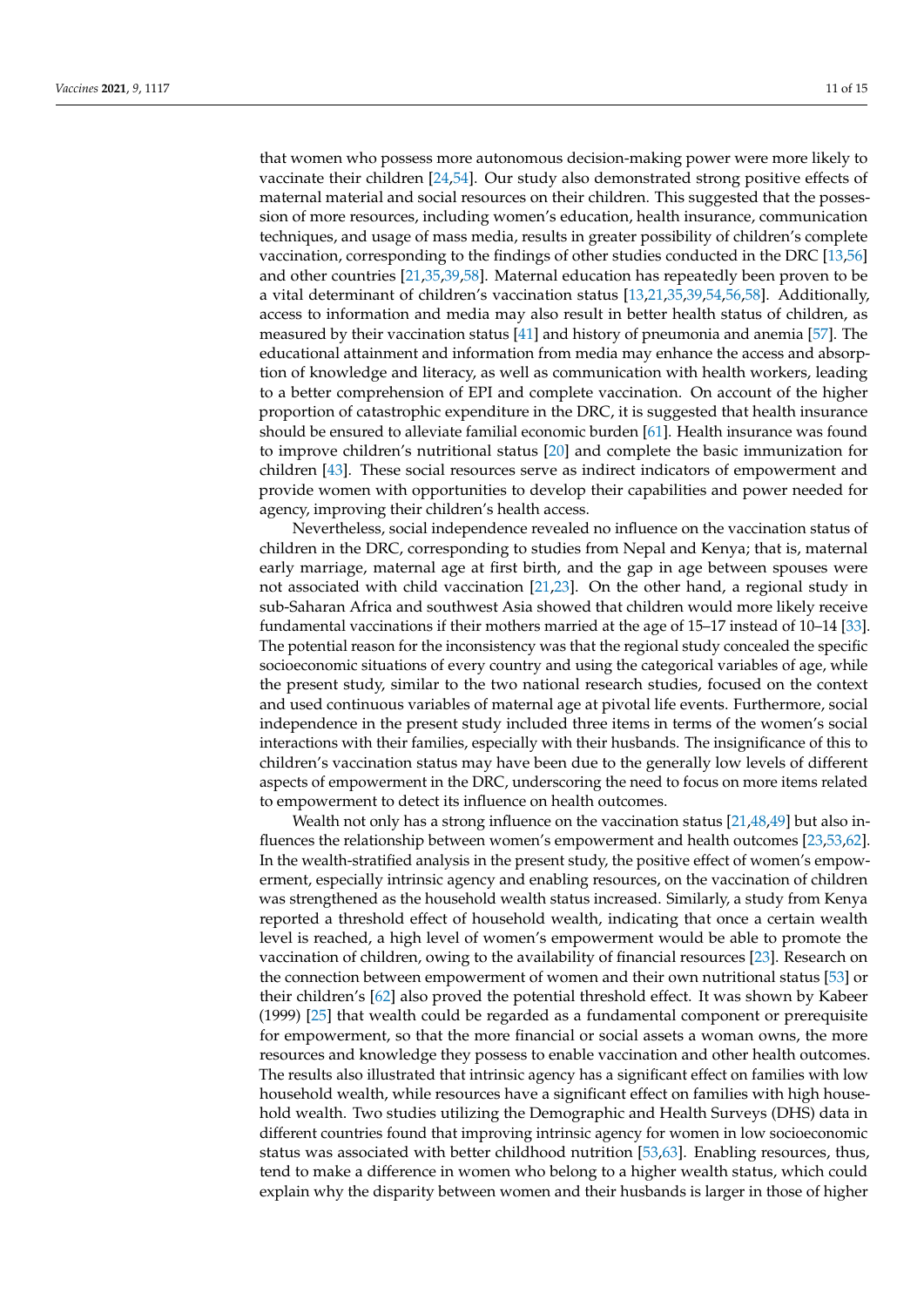that women who possess more autonomous decision-making power were more likely to vaccinate their children [24,54]. Our study also demonstrated strong positive effects of maternal material and social resources on their children. This suggested that the possession of more resources, including women's education, health insurance, communication techniques, and usage of mass media, results in greater possibility of children's complete vaccination, corresponding to the findings of other studies conducted in the DRC [13,56] and other countries [21,35,39,58]. Maternal education has repeatedly been proven to be a vital determinant of children's vaccination status [13,21,35,39,54,56,58]. Additionally, access to information and media may also result in better health status of children, as measured by their vaccination status [41] and history of pneumonia and anemia [57]. The educational attainment and information from media may enhance the access and absorption of knowledge and literacy, as well as communication with health workers, leading to a better comprehension of EPI and complete vaccination. On account of the higher proportion of catastrophic expenditure in the DRC, it is suggested that health insurance should be ensured to alleviate familial economic burden [61]. Health insurance was found to improve children's nutritional status [20] and complete the basic immunization for children [43]. These social resources serve as indirect indicators of empowerment and provide women with opportunities to develop their capabilities and power needed for agency, improving their children's health access.

Nevertheless, social independence revealed no influence on the vaccination status of children in the DRC, corresponding to studies from Nepal and Kenya; that is, maternal early marriage, maternal age at first birth, and the gap in age between spouses were not associated with child vaccination [21,23]. On the other hand, a regional study in sub-Saharan Africa and southwest Asia showed that children would more likely receive fundamental vaccinations if their mothers married at the age of 15–17 instead of 10–14 [33]. The potential reason for the inconsistency was that the regional study concealed the specific socioeconomic situations of every country and using the categorical variables of age, while the present study, similar to the two national research studies, focused on the context and used continuous variables of maternal age at pivotal life events. Furthermore, social independence in the present study included three items in terms of the women's social interactions with their families, especially with their husbands. The insignificance of this to children's vaccination status may have been due to the generally low levels of different aspects of empowerment in the DRC, underscoring the need to focus on more items related to empowerment to detect its influence on health outcomes.

Wealth not only has a strong influence on the vaccination status [21,48,49] but also influences the relationship between women's empowerment and health outcomes [23,53,62]. In the wealth-stratified analysis in the present study, the positive effect of women's empowerment, especially intrinsic agency and enabling resources, on the vaccination of children was strengthened as the household wealth status increased. Similarly, a study from Kenya reported a threshold effect of household wealth, indicating that once a certain wealth level is reached, a high level of women's empowerment would be able to promote the vaccination of children, owing to the availability of financial resources [23]. Research on the connection between empowerment of women and their own nutritional status [53] or their children's [62] also proved the potential threshold effect. It was shown by Kabeer (1999) [25] that wealth could be regarded as a fundamental component or prerequisite for empowerment, so that the more financial or social assets a woman owns, the more resources and knowledge they possess to enable vaccination and other health outcomes. The results also illustrated that intrinsic agency has a significant effect on families with low household wealth, while resources have a significant effect on families with high household wealth. Two studies utilizing the Demographic and Health Surveys (DHS) data in different countries found that improving intrinsic agency for women in low socioeconomic status was associated with better childhood nutrition [53,63]. Enabling resources, thus, tend to make a difference in women who belong to a higher wealth status, which could explain why the disparity between women and their husbands is larger in those of higher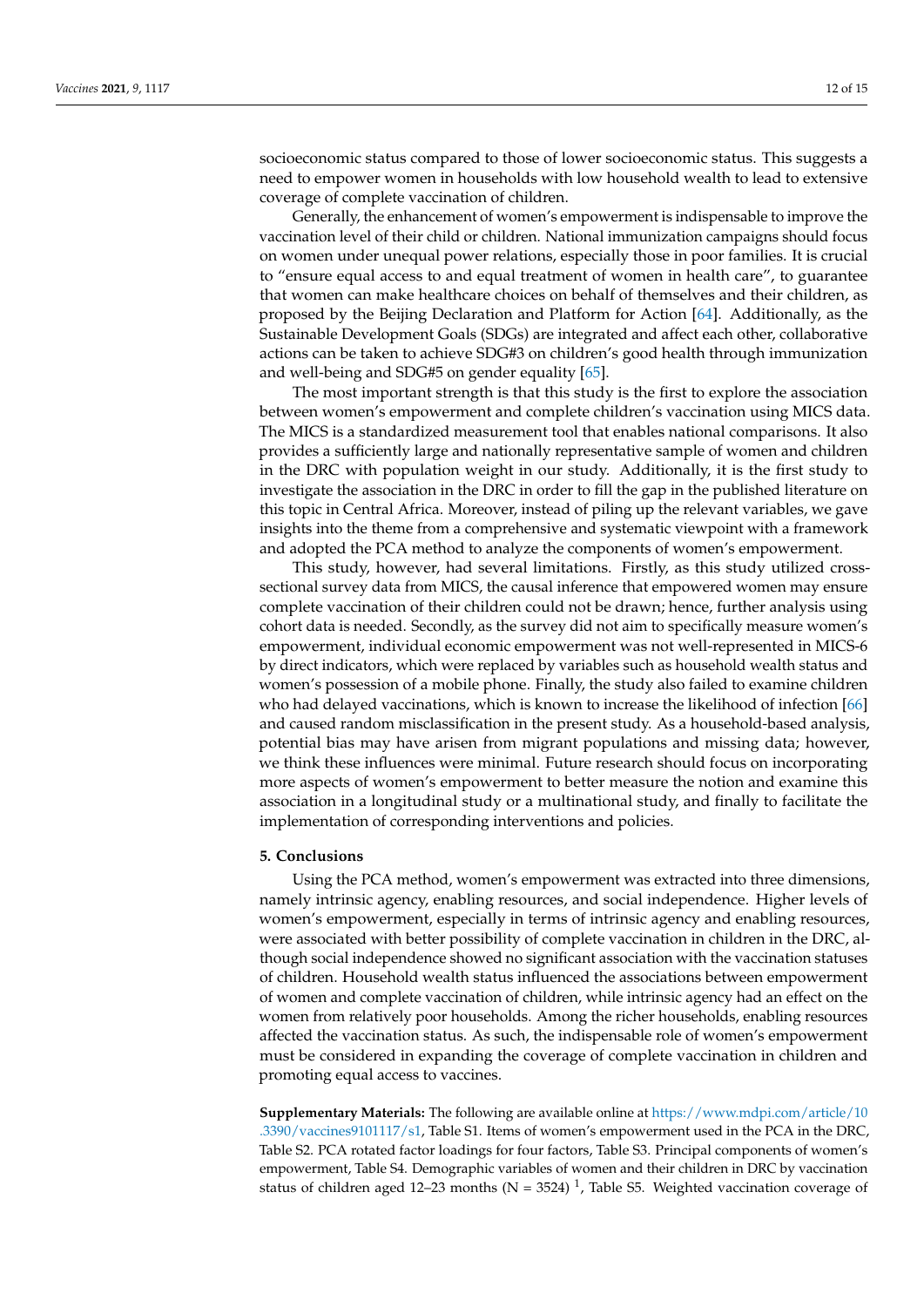socioeconomic status compared to those of lower socioeconomic status. This suggests a need to empower women in households with low household wealth to lead to extensive coverage of complete vaccination of children.

Generally, the enhancement of women's empowerment is indispensable to improve the vaccination level of their child or children. National immunization campaigns should focus on women under unequal power relations, especially those in poor families. It is crucial to "ensure equal access to and equal treatment of women in health care", to guarantee that women can make healthcare choices on behalf of themselves and their children, as proposed by the Beijing Declaration and Platform for Action [64]. Additionally, as the Sustainable Development Goals (SDGs) are integrated and affect each other, collaborative actions can be taken to achieve SDG#3 on children's good health through immunization and well-being and SDG#5 on gender equality [65].

The most important strength is that this study is the first to explore the association between women's empowerment and complete children's vaccination using MICS data. The MICS is a standardized measurement tool that enables national comparisons. It also provides a sufficiently large and nationally representative sample of women and children in the DRC with population weight in our study. Additionally, it is the first study to investigate the association in the DRC in order to fill the gap in the published literature on this topic in Central Africa. Moreover, instead of piling up the relevant variables, we gave insights into the theme from a comprehensive and systematic viewpoint with a framework and adopted the PCA method to analyze the components of women's empowerment.

This study, however, had several limitations. Firstly, as this study utilized cross-sectional survey data from MICS, the causal inference that empowered women may ensure complete vaccination of their children could not be drawn; hence, further analysis using cohort data is needed. Secondly, as the survey did not aim to specifically measure women's empowerment, individual economic empowerment was not well-represented in MICS-6 by direct indicators, which were replaced by variables such as household wealth status and women's possession of a mobile phone. Finally, the study also failed to examine children who had delayed vaccinations, which is known to increase the likelihood of infection [66] and caused random misclassification in the present study. As a household-based analysis, potential bias may have arisen from migrant populations and missing data; however, we think these influences were minimal. Future research should focus on incorporating more aspects of women's empowerment to better measure the notion and examine this association in a longitudinal study or a multinational study, and finally to facilitate the implementation of corresponding interventions and policies.

## 5. Conclusions

Using the PCA method, women's empowerment was extracted into three dimensions, namely intrinsic agency, enabling resources, and social independence. Higher levels of women's empowerment, especially in terms of intrinsic agency and enabling resources, were associated with better possibility of complete vaccination in children in the DRC, although social independence showed no significant association with the vaccination statuses of children. Household wealth status influenced the associations between empowerment of women and complete vaccination of children, while intrinsic agency had an effect on the women from relatively poor households. Among the richer households, enabling resources affected the vaccination status. As such, the indispensable role of women's empowerment must be considered in expanding the coverage of complete vaccination in children and promoting equal access to vaccines.

**Supplementary Materials:** The following are available online at https://www.mdpi.com/article/10.3390/vaccines9101117/s1, Table S1. Items of women's empowerment used in the PCA in the DRC, Table S2. PCA rotated factor loadings for four factors, Table S3. Principal components of women's empowerment, Table S4. Demographic variables of women and their children in DRC by vaccination status of children aged 12–23 months (N = 3524) [1], Table S5. Weighted vaccination coverage of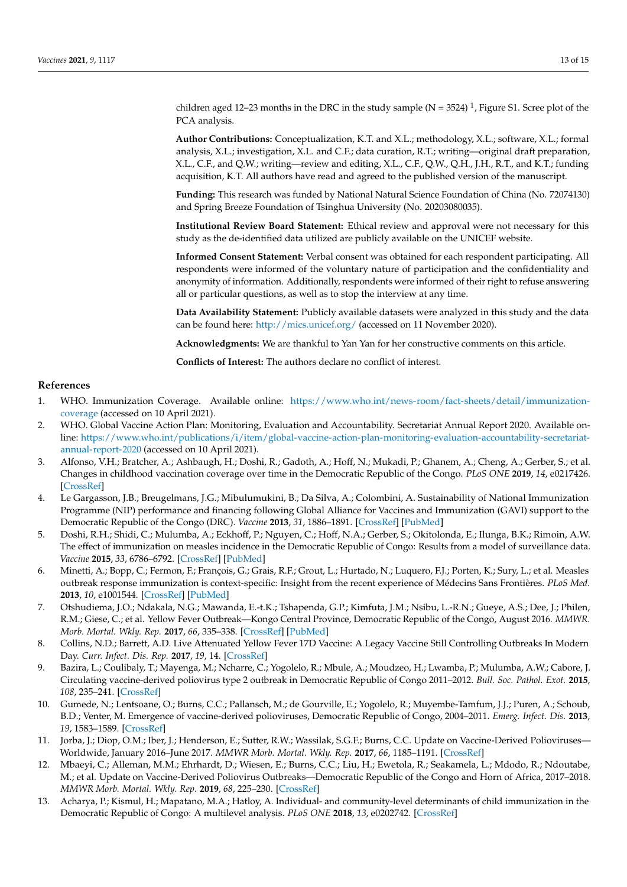children aged 12–23 months in the DRC in the study sample (N = 3524) [1], Figure S1. Scree plot of the PCA analysis.

**Author Contributions:** Conceptualization, K.T. and X.L.; methodology, X.L.; software, X.L.; formal analysis, X.L.; investigation, X.L. and C.F.; data curation, R.T.; writing—original draft preparation, X.L., C.F., and Q.W.; writing—review and editing, X.L., C.F., Q.W., Q.H., J.H., R.T., and K.T.; funding acquisition, K.T. All authors have read and agreed to the published version of the manuscript.

**Funding:** This research was funded by National Natural Science Foundation of China (No. 72074130) and Spring Breeze Foundation of Tsinghua University (No. 20203080035).

**Institutional Review Board Statement:** Ethical review and approval were not necessary for this study as the de-identified data utilized are publicly available on the UNICEF website.

**Informed Consent Statement:** Verbal consent was obtained for each respondent participating. All respondents were informed of the voluntary nature of participation and the confidentiality and anonymity of information. Additionally, respondents were informed of their right to refuse answering all or particular questions, as well as to stop the interview at any time.

**Data Availability Statement:** Publicly available datasets were analyzed in this study and the data can be found here: http://mics.unicef.org/ (accessed on 11 November 2020).

**Acknowledgments:** We are thankful to Yan Yan for her constructive comments on this article.

**Conflicts of Interest:** The authors declare no conflict of interest.

## References

1. WHO. Immunization Coverage. Available online: https://www.who.int/news-room/fact-sheets/detail/immunization-coverage (accessed on 10 April 2021).
2. WHO. Global Vaccine Action Plan: Monitoring, Evaluation and Accountability. Secretariat Annual Report 2020. Available online: https://www.who.int/publications/i/item/global-vaccine-action-plan-monitoring-evaluation-accountability-secretariat-annual-report-2020 (accessed on 10 April 2021).
3. Alfonso, V.H.; Bratcher, A.; Ashbaugh, H.; Doshi, R.; Gadoth, A.; Hoff, N.; Mukadi, P.; Ghanem, A.; Cheng, A.; Gerber, S.; et al. Changes in childhood vaccination coverage over time in the Democratic Republic of the Congo. *PLoS ONE* **2019**, *14*, e0217426. [CrossRef]
4. Le Gargasson, J.B.; Breugelmans, J.G.; Mibulumukini, B.; Da Silva, A.; Colombini, A. Sustainability of National Immunization Programme (NIP) performance and financing following Global Alliance for Vaccines and Immunization (GAVI) support to the Democratic Republic of the Congo (DRC). *Vaccine* **2013**, *31*, 1886–1891. [CrossRef] [PubMed]
5. Doshi, R.H.; Shidi, C.; Mulumba, A.; Eckhoff, P.; Nguyen, C.; Hoff, N.A.; Gerber, S.; Okitolonda, E.; Ilunga, B.K.; Rimoin, A.W. The effect of immunization on measles incidence in the Democratic Republic of Congo: Results from a model of surveillance data. *Vaccine* **2015**, *33*, 6786–6792. [CrossRef] [PubMed]
6. Minetti, A.; Bopp, C.; Fermon, F.; François, G.; Grais, R.F.; Grout, L.; Hurtado, N.; Luquero, F.J.; Porten, K.; Sury, L.; et al. Measles outbreak response immunization is context-specific: Insight from the recent experience of Médecins Sans Frontières. *PLoS Med.* **2013**, *10*, e1001544. [CrossRef] [PubMed]
7. Otshudiema, J.O.; Ndakala, N.G.; Mawanda, E.-t.K.; Tshapenda, G.P.; Kimfuta, J.M.; Nsibu, L.-R.N.; Gueye, A.S.; Dee, J.; Philen, R.M.; Giese, C.; et al. Yellow Fever Outbreak—Kongo Central Province, Democratic Republic of the Congo, August 2016. *MMWR. Morb. Mortal. Wkly. Rep.* **2017**, *66*, 335–338. [CrossRef] [PubMed]
8. Collins, N.D.; Barrett, A.D. Live Attenuated Yellow Fever 17D Vaccine: A Legacy Vaccine Still Controlling Outbreaks In Modern Day. *Curr. Infect. Dis. Rep.* **2017**, *19*, 14. [CrossRef]
9. Bazira, L.; Coulibaly, T.; Mayenga, M.; Ncharre, C.; Yogolelo, R.; Mbule, A.; Moudzeo, H.; Lwamba, P.; Mulumba, A.W.; Cabore, J. Circulating vaccine-derived poliovirus type 2 outbreak in Democratic Republic of Congo 2011–2012. *Bull. Soc. Pathol. Exot.* **2015**, *108*, 235–241. [CrossRef]
10. Gumede, N.; Lentsoane, O.; Burns, C.C.; Pallansch, M.; de Gourville, E.; Yogolelo, R.; Muyembe-Tamfum, J.J.; Puren, A.; Schoub, B.D.; Venter, M. Emergence of vaccine-derived polioviruses, Democratic Republic of Congo, 2004–2011. *Emerg. Infect. Dis.* **2013**, *19*, 1583–1589. [CrossRef]
11. Jorba, J.; Diop, O.M.; Iber, J.; Henderson, E.; Sutter, R.W.; Wassilak, S.G.F.; Burns, C.C. Update on Vaccine-Derived Polioviruses—Worldwide, January 2016–June 2017. *MMWR Morb. Mortal. Wkly. Rep.* **2017**, *66*, 1185–1191. [CrossRef]
12. Mbaeyi, C.; Alleman, M.M.; Ehrhardt, D.; Wiesen, E.; Burns, C.C.; Liu, H.; Ewetola, R.; Seakamela, L.; Mdodo, R.; Ndoutabe, M.; et al. Update on Vaccine-Derived Poliovirus Outbreaks—Democratic Republic of the Congo and Horn of Africa, 2017–2018. *MMWR Morb. Mortal. Wkly. Rep.* **2019**, *68*, 225–230. [CrossRef]
13. Acharya, P.; Kismul, H.; Mapatano, M.A.; Hatløy, A. Individual- and community-level determinants of child immunization in the Democratic Republic of Congo: A multilevel analysis. *PLoS ONE* **2018**, *13*, e0202742. [CrossRef]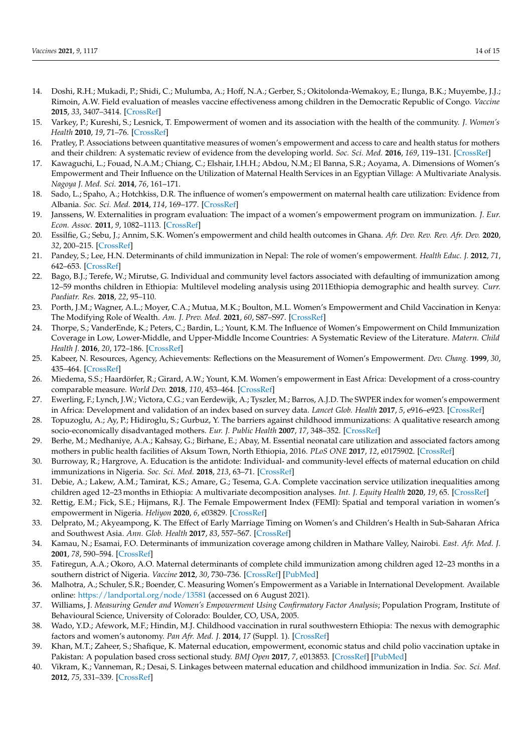14. Doshi, R.H.; Mukadi, P.; Shidi, C.; Mulumba, A.; Hoff, N.A.; Gerber, S.; Okitolonda-Wemakoy, E.; Ilunga, B.K.; Muyembe, J.J.; Rimoin, A.W. Field evaluation of measles vaccine effectiveness among children in the Democratic Republic of Congo. *Vaccine* **2015**, *33*, 3407–3414. [CrossRef]
15. Varkey, P.; Kureshi, S.; Lesnick, T. Empowerment of women and its association with the health of the community. *J. Women's Health* **2010**, *19*, 71–76. [CrossRef]
16. Pratley, P. Associations between quantitative measures of women's empowerment and access to care and health status for mothers and their children: A systematic review of evidence from the developing world. *Soc. Sci. Med.* **2016**, *169*, 119–131. [CrossRef]
17. Kawaguchi, L.; Fouad, N.A.M.; Chiang, C.; Elshair, I.H.H.; Abdou, N.M.; El Banna, S.R.; Aoyama, A. Dimensions of Women's Empowerment and Their Influence on the Utilization of Maternal Health Services in an Egyptian Village: A Multivariate Analysis. *Nagoya J. Med. Sci.* **2014**, *76*, 161–171.
18. Sado, L.; Spaho, A.; Hotchkiss, D.R. The influence of women's empowerment on maternal health care utilization: Evidence from Albania. *Soc. Sci. Med.* **2014**, *114*, 169–177. [CrossRef]
19. Janssens, W. Externalities in program evaluation: The impact of a women's empowerment program on immunization. *J. Eur. Econ. Assoc.* **2011**, *9*, 1082–1113. [CrossRef]
20. Essilfie, G.; Sebu, J.; Annim, S.K. Women's empowerment and child health outcomes in Ghana. *Afr. Dev. Rev. Rev. Afr. Dev.* **2020**, *32*, 200–215. [CrossRef]
21. Pandey, S.; Lee, H.N. Determinants of child immunization in Nepal: The role of women's empowerment. *Health Educ. J.* **2012**, *71*, 642–653. [CrossRef]
22. Bago, B.J.; Terefe, W.; Mirutse, G. Individual and community level factors associated with defaulting of immunization among 12–59 months children in Ethiopia: Multilevel modeling analysis using 2011Ethiopia demographic and health survey. *Curr. Paediatr. Res.* **2018**, *22*, 95–110.
23. Porth, J.M.; Wagner, A.L.; Moyer, C.A.; Mutua, M.K.; Boulton, M.L. Women's Empowerment and Child Vaccination in Kenya: The Modifying Role of Wealth. *Am. J. Prev. Med.* **2021**, *60*, S87–S97. [CrossRef]
24. Thorpe, S.; VanderEnde, K.; Peters, C.; Bardin, L.; Yount, K.M. The Influence of Women's Empowerment on Child Immunization Coverage in Low, Lower-Middle, and Upper-Middle Income Countries: A Systematic Review of the Literature. *Matern. Child Health J.* **2016**, *20*, 172–186. [CrossRef]
25. Kabeer, N. Resources, Agency, Achievements: Reflections on the Measurement of Women's Empowerment. *Dev. Chang.* **1999**, *30*, 435–464. [CrossRef]
26. Miedema, S.S.; Haardörfer, R.; Girard, A.W.; Yount, K.M. Women's empowerment in East Africa: Development of a cross-country comparable measure. *World Dev.* **2018**, *110*, 453–464. [CrossRef]
27. Ewerling, F.; Lynch, J.W.; Victora, C.G.; van Eerdewijk, A.; Tyszler, M.; Barros, A.J.D. The SWPER index for women's empowerment in Africa: Development and validation of an index based on survey data. *Lancet Glob. Health* **2017**, *5*, e916–e923. [CrossRef]
28. Topuzoglu, A.; Ay, P.; Hidiroglu, S.; Gurbuz, Y. The barriers against childhood immunizations: A qualitative research among socio-economically disadvantaged mothers. *Eur. J. Public Health* **2007**, *17*, 348–352. [CrossRef]
29. Berhe, M.; Medhaniye, A.A.; Kahsay, G.; Birhane, E.; Abay, M. Essential neonatal care utilization and associated factors among mothers in public health facilities of Aksum Town, North Ethiopia, 2016. *PLoS ONE* **2017**, *12*, e0175902. [CrossRef]
30. Burroway, R.; Hargrove, A. Education is the antidote: Individual- and community-level effects of maternal education on child immunizations in Nigeria. *Soc. Sci. Med.* **2018**, *213*, 63–71. [CrossRef]
31. Debie, A.; Lakew, A.M.; Tamirat, K.S.; Amare, G.; Tesema, G.A. Complete vaccination service utilization inequalities among children aged 12–23 months in Ethiopia: A multivariate decomposition analyses. *Int. J. Equity Health* **2020**, *19*, 65. [CrossRef]
32. Rettig, E.M.; Fick, S.E.; Hijmans, R.J. The Female Empowerment Index (FEMI): Spatial and temporal variation in women's empowerment in Nigeria. *Heliyon* **2020**, *6*, e03829. [CrossRef]
33. Delprato, M.; Akyeampong, K. The Effect of Early Marriage Timing on Women's and Children's Health in Sub-Saharan Africa and Southwest Asia. *Ann. Glob. Health* **2017**, *83*, 557–567. [CrossRef]
34. Kamau, N.; Esamai, F.O. Determinants of immunization coverage among children in Mathare Valley, Nairobi. *East. Afr. Med. J.* **2001**, *78*, 590–594. [CrossRef]
35. Fatiregun, A.A.; Okoro, A.O. Maternal determinants of complete child immunization among children aged 12–23 months in a southern district of Nigeria. *Vaccine* **2012**, *30*, 730–736. [CrossRef] [PubMed]
36. Malhotra, A.; Schuler, S.R.; Boender, C. Measuring Women's Empowerment as a Variable in International Development. Available online: https://landportal.org/node/13581 (accessed on 6 August 2021).
37. Williams, J. *Measuring Gender and Women's Empowerment Using Confirmatory Factor Analysis*; Population Program, Institute of Behavioural Science, University of Colorado: Boulder, CO, USA, 2005.
38. Wado, Y.D.; Afework, M.F.; Hindin, M.J. Childhood vaccination in rural southwestern Ethiopia: The nexus with demographic factors and women's autonomy. *Pan Afr. Med. J.* **2014**, *17* (Suppl. 1). [CrossRef]
39. Khan, M.T.; Zaheer, S.; Shafique, K. Maternal education, empowerment, economic status and child polio vaccination uptake in Pakistan: A population based cross sectional study. *BMJ Open* **2017**, *7*, e013853. [CrossRef] [PubMed]
40. Vikram, K.; Vanneman, R.; Desai, S. Linkages between maternal education and childhood immunization in India. *Soc. Sci. Med.* **2012**, *75*, 331–339. [CrossRef]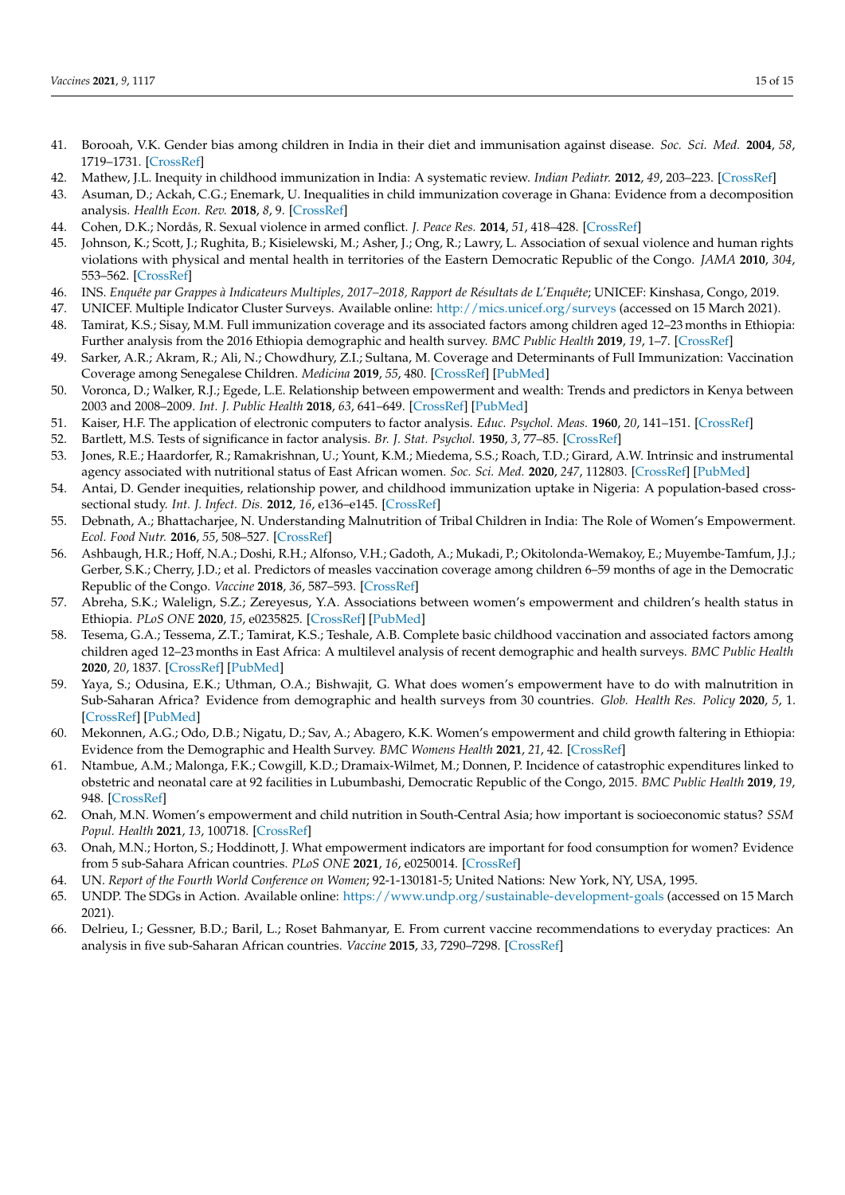41. Borooah, V.K. Gender bias among children in India in their diet and immunisation against disease. *Soc. Sci. Med.* **2004**, *58*, 1719–1731. [CrossRef]
42. Mathew, J.L. Inequity in childhood immunization in India: A systematic review. *Indian Pediatr.* **2012**, *49*, 203–223. [CrossRef]
43. Asuman, D.; Ackah, C.G.; Enemark, U. Inequalities in child immunization coverage in Ghana: Evidence from a decomposition analysis. *Health Econ. Rev.* **2018**, *8*, 9. [CrossRef]
44. Cohen, D.K.; Nordås, R. Sexual violence in armed conflict. *J. Peace Res.* **2014**, *51*, 418–428. [CrossRef]
45. Johnson, K.; Scott, J.; Rughita, B.; Kisielewski, M.; Asher, J.; Ong, R.; Lawry, L. Association of sexual violence and human rights violations with physical and mental health in territories of the Eastern Democratic Republic of the Congo. *JAMA* **2010**, *304*, 553–562. [CrossRef]
46. INS. *Enquête par Grappes à Indicateurs Multiples, 2017–2018, Rapport de Résultats de L'Enquête*; UNICEF: Kinshasa, Congo, 2019.
47. UNICEF. Multiple Indicator Cluster Surveys. Available online: http://mics.unicef.org/surveys (accessed on 15 March 2021).
48. Tamirat, K.S.; Sisay, M.M. Full immunization coverage and its associated factors among children aged 12–23 months in Ethiopia: Further analysis from the 2016 Ethiopia demographic and health survey. *BMC Public Health* **2019**, *19*, 1–7. [CrossRef]
49. Sarker, A.R.; Akram, R.; Ali, N.; Chowdhury, Z.I.; Sultana, M. Coverage and Determinants of Full Immunization: Vaccination Coverage among Senegalese Children. *Medicina* **2019**, *55*, 480. [CrossRef] [PubMed]
50. Voronca, D.; Walker, R.J.; Egede, L.E. Relationship between empowerment and wealth: Trends and predictors in Kenya between 2003 and 2008–2009. *Int. J. Public Health* **2018**, *63*, 641–649. [CrossRef] [PubMed]
51. Kaiser, H.F. The application of electronic computers to factor analysis. *Educ. Psychol. Meas.* **1960**, *20*, 141–151. [CrossRef]
52. Bartlett, M.S. Tests of significance in factor analysis. *Br. J. Stat. Psychol.* **1950**, *3*, 77–85. [CrossRef]
53. Jones, R.E.; Haardorfer, R.; Ramakrishnan, U.; Yount, K.M.; Miedema, S.S.; Roach, T.D.; Girard, A.W. Intrinsic and instrumental agency associated with nutritional status of East African women. *Soc. Sci. Med.* **2020**, *247*, 112803. [CrossRef] [PubMed]
54. Antai, D. Gender inequities, relationship power, and childhood immunization uptake in Nigeria: A population-based cross-sectional study. *Int. J. Infect. Dis.* **2012**, *16*, e136–e145. [CrossRef]
55. Debnath, A.; Bhattacharjee, N. Understanding Malnutrition of Tribal Children in India: The Role of Women's Empowerment. *Ecol. Food Nutr.* **2016**, *55*, 508–527. [CrossRef]
56. Ashbaugh, H.R.; Hoff, N.A.; Doshi, R.H.; Alfonso, V.H.; Gadoth, A.; Mukadi, P.; Okitolonda-Wemakoy, E.; Muyembe-Tamfum, J.J.; Gerber, S.K.; Cherry, J.D.; et al. Predictors of measles vaccination coverage among children 6–59 months of age in the Democratic Republic of the Congo. *Vaccine* **2018**, *36*, 587–593. [CrossRef]
57. Abreha, S.K.; Walelign, S.Z.; Zereyesus, Y.A. Associations between women's empowerment and children's health status in Ethiopia. *PLoS ONE* **2020**, *15*, e0235825. [CrossRef] [PubMed]
58. Tesema, G.A.; Tessema, Z.T.; Tamirat, K.S.; Teshale, A.B. Complete basic childhood vaccination and associated factors among children aged 12–23 months in East Africa: A multilevel analysis of recent demographic and health surveys. *BMC Public Health* **2020**, *20*, 1837. [CrossRef] [PubMed]
59. Yaya, S.; Odusina, E.K.; Uthman, O.A.; Bishwajit, G. What does women's empowerment have to do with malnutrition in Sub-Saharan Africa? Evidence from demographic and health surveys from 30 countries. *Glob. Health Res. Policy* **2020**, *5*, 1. [CrossRef] [PubMed]
60. Mekonnen, A.G.; Odo, D.B.; Nigatu, D.; Sav, A.; Abagero, K.K. Women's empowerment and child growth faltering in Ethiopia: Evidence from the Demographic and Health Survey. *BMC Womens Health* **2021**, *21*, 42. [CrossRef]
61. Ntambue, A.M.; Malonga, F.K.; Cowgill, K.D.; Dramaix-Wilmet, M.; Donnen, P. Incidence of catastrophic expenditures linked to obstetric and neonatal care at 92 facilities in Lubumbashi, Democratic Republic of the Congo, 2015. *BMC Public Health* **2019**, *19*, 948. [CrossRef]
62. Onah, M.N. Women's empowerment and child nutrition in South-Central Asia; how important is socioeconomic status? *SSM Popul. Health* **2021**, *13*, 100718. [CrossRef]
63. Onah, M.N.; Horton, S.; Hoddinott, J. What empowerment indicators are important for food consumption for women? Evidence from 5 sub-Sahara African countries. *PLoS ONE* **2021**, *16*, e0250014. [CrossRef]
64. UN. *Report of the Fourth World Conference on Women*; 92-1-130181-5; United Nations: New York, NY, USA, 1995.
65. UNDP. The SDGs in Action. Available online: https://www.undp.org/sustainable-development-goals (accessed on 15 March 2021).
66. Delrieu, I.; Gessner, B.D.; Baril, L.; Roset Bahmanyar, E. From current vaccine recommendations to everyday practices: An analysis in five sub-Saharan African countries. *Vaccine* **2015**, *33*, 7290–7298. [CrossRef]